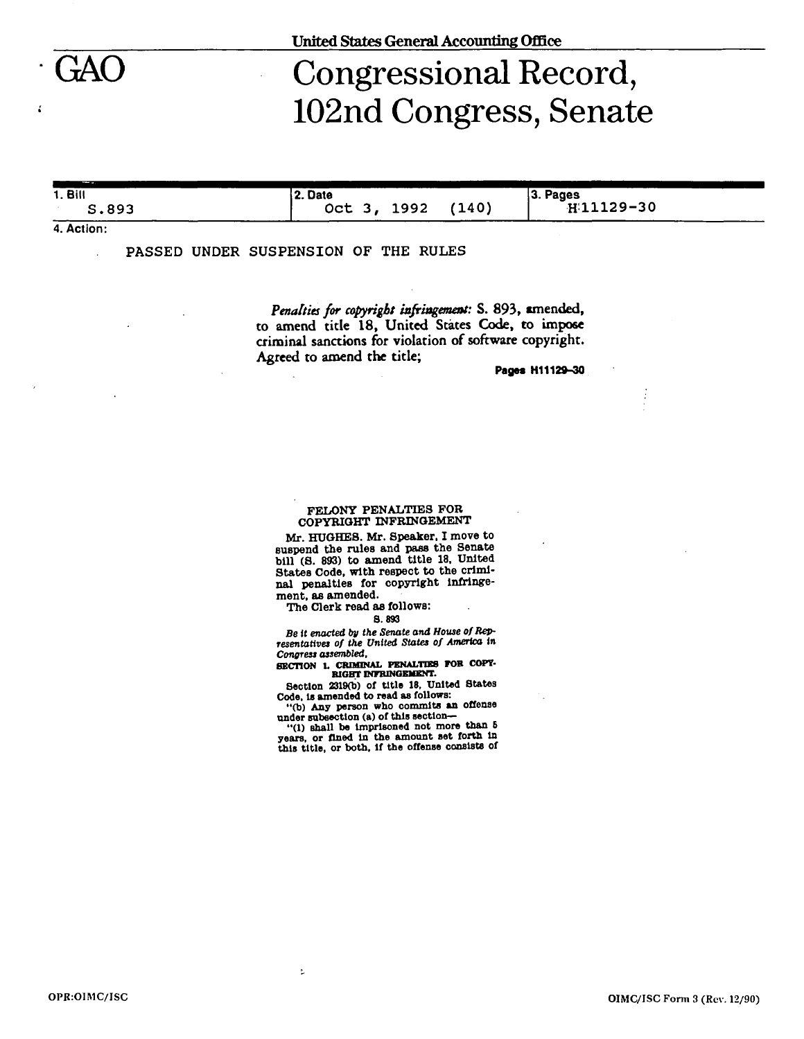United States General Accounting Office

# GAO Congressional Record, 102nd Congress, Senate

| 1. Bill | 2. Date | 3. Pages |
|---|---|---|
| S.893 | Oct 3, 1992 (140) | H11129-30 |

4. Action:

PASSED UNDER SUSPENSION OF THE RULES

*Penalties for copyright infringement:* S. 893, amended, to amend title 18, United States Code, to impose criminal sanctions for violation of software copyright. Agreed to amend the title;

**Pages H11129–30**

## FELONY PENALTIES FOR COPYRIGHT INFRINGEMENT

Mr. HUGHES. Mr. Speaker, I move to suspend the rules and pass the Senate bill (S. 893) to amend title 18, United States Code, with respect to the criminal penalties for copyright infringement, as amended.

The Clerk read as follows:

S. 893

*Be it enacted by the Senate and House of Representatives of the United States of America in Congress assembled,*

**SECTION 1. CRIMINAL PENALTIES FOR COPYRIGHT INFRINGEMENT.**

Section 2319(b) of title 18, United States Code, is amended to read as follows:

"(b) Any person who commits an offense under subsection (a) of this section—

"(1) shall be imprisoned not more than 5 years, or fined in the amount set forth in this title, or both, if the offense consists of

OPR:OIMC/ISC

OIMC/ISC Form 3 (Rev. 12/90)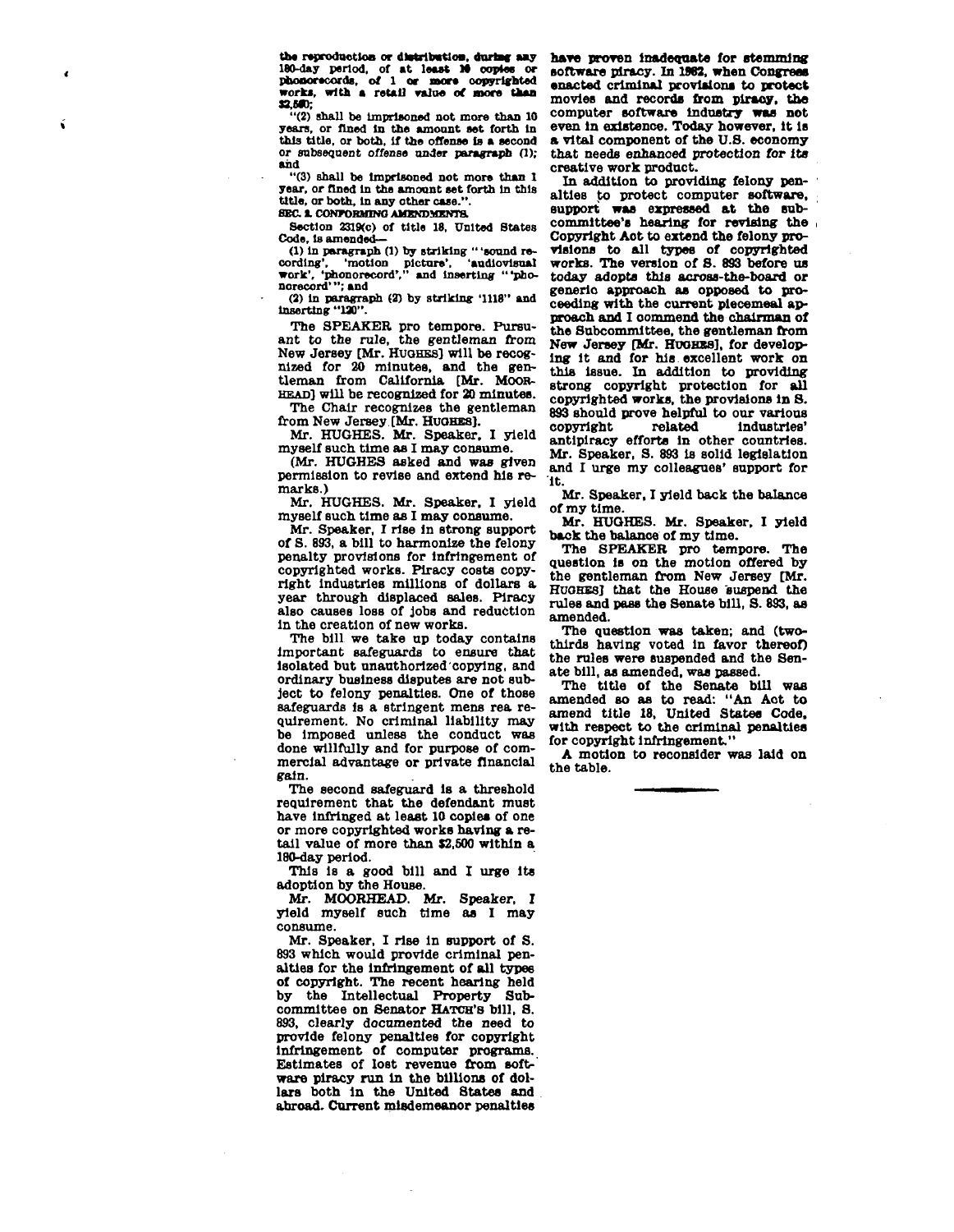**the reproduction or distribution, during any 180-day period, of at least 10 copies or phonorecords, of 1 or more copyrighted works, with a retail value of more than $2,500;**

"(2) shall be imprisoned not more than 10 years, or fined in the amount set forth in this title, or both, if the offense is a second or subsequent offense under paragraph (1); and

"(3) shall be imprisoned not more than 1 year, or fined in the amount set forth in this title, or both, in any other case.".

**SEC. 3. CONFORMING AMENDMENTS.**

Section 2319(c) of title 18, United States Code, is amended—

(1) in paragraph (1) by striking "'sound recording', 'motion picture', 'audiovisual work', 'phonorecord'," and inserting "'phonorecord'"; and

(2) in paragraph (2) by striking '1118" and inserting "120".

The SPEAKER pro tempore. Pursuant to the rule, the gentleman from New Jersey [Mr. HUGHES] will be recognized for 20 minutes, and the gentleman from California [Mr. MOORHEAD] will be recognized for 20 minutes.

The Chair recognizes the gentleman from New Jersey [Mr. HUGHES].

Mr. HUGHES. Mr. Speaker, I yield myself such time as I may consume.

(Mr. HUGHES asked and was given permission to revise and extend his remarks.)

Mr. HUGHES. Mr. Speaker, I yield myself such time as I may consume.

Mr. Speaker, I rise in strong support of S. 893, a bill to harmonize the felony penalty provisions for infringement of copyrighted works. Piracy costs copyright industries millions of dollars a year through displaced sales. Piracy also causes loss of jobs and reduction in the creation of new works.

The bill we take up today contains important safeguards to ensure that isolated but unauthorized copying, and ordinary business disputes are not subject to felony penalties. One of those safeguards is a stringent mens rea requirement. No criminal liability may be imposed unless the conduct was done willfully and for purpose of commercial advantage or private financial gain.

The second safeguard is a threshold requirement that the defendant must have infringed at least 10 copies of one or more copyrighted works having a retail value of more than $2,500 within a 180-day period.

This is a good bill and I urge its adoption by the House.

Mr. MOORHEAD. Mr. Speaker, I yield myself such time as I may consume.

Mr. Speaker, I rise in support of S. 893 which would provide criminal penalties for the infringement of all types of copyright. The recent hearing held by the Intellectual Property Subcommittee on Senator HATCH's bill, S. 893, clearly documented the need to provide felony penalties for copyright infringement of computer programs. Estimates of lost revenue from software piracy run in the billions of dollars both in the United States and abroad. Current misdemeanor penalties have proven inadequate for stemming software piracy. In 1982, when Congress enacted criminal provisions to protect movies and records from piracy, the computer software industry was not even in existence. Today however, it is a vital component of the U.S. economy that needs enhanced protection for its creative work product.

In addition to providing felony penalties to protect computer software, support was expressed at the subcommittee's hearing for revising the Copyright Act to extend the felony provisions to all types of copyrighted works. The version of S. 893 before us today adopts this across-the-board or generic approach as opposed to proceeding with the current piecemeal approach and I commend the chairman of the Subcommittee, the gentleman from New Jersey [Mr. HUGHES], for developing it and for his excellent work on this issue. In addition to providing strong copyright protection for all copyrighted works, the provisions in S. 893 should prove helpful to our various copyright related industries' antipiracy efforts in other countries. Mr. Speaker, S. 893 is solid legislation and I urge my colleagues' support for it.

Mr. Speaker, I yield back the balance of my time.

Mr. HUGHES. Mr. Speaker, I yield back the balance of my time.

The SPEAKER pro tempore. The question is on the motion offered by the gentleman from New Jersey [Mr. HUGHES] that the House suspend the rules and pass the Senate bill, S. 893, as amended.

The question was taken; and (two-thirds having voted in favor thereof) the rules were suspended and the Senate bill, as amended, was passed.

The title of the Senate bill was amended so as to read: "An Act to amend title 18, United States Code, with respect to the criminal penalties for copyright infringement."

A motion to reconsider was laid on the table.